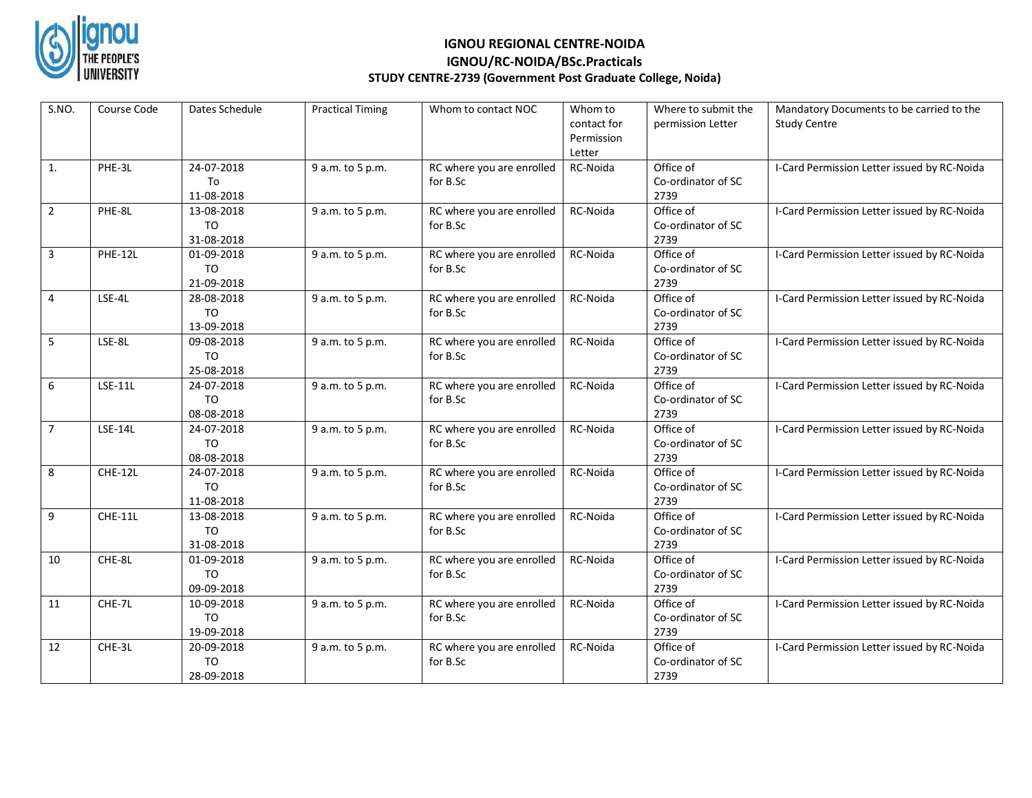# IGNOU REGIONAL CENTRE-NOIDA

## IGNOU/RC-NOIDA/BSc.Practicals

### STUDY CENTRE-2739 (Government Post Graduate College, Noida)

| S.NO. | Course Code | Dates Schedule | Practical Timing | Whom to contact NOC | Whom to contact for Permission Letter | Where to submit the permission Letter | Mandatory Documents to be carried to the Study Centre |
|---|---|---|---|---|---|---|---|
| 1. | PHE-3L | 24-07-2018 To 11-08-2018 | 9 a.m. to 5 p.m. | RC where you are enrolled for B.Sc | RC-Noida | Office of Co-ordinator of SC 2739 | I-Card Permission Letter issued by RC-Noida |
| 2 | PHE-8L | 13-08-2018 TO 31-08-2018 | 9 a.m. to 5 p.m. | RC where you are enrolled for B.Sc | RC-Noida | Office of Co-ordinator of SC 2739 | I-Card Permission Letter issued by RC-Noida |
| 3 | PHE-12L | 01-09-2018 TO 21-09-2018 | 9 a.m. to 5 p.m. | RC where you are enrolled for B.Sc | RC-Noida | Office of Co-ordinator of SC 2739 | I-Card Permission Letter issued by RC-Noida |
| 4 | LSE-4L | 28-08-2018 TO 13-09-2018 | 9 a.m. to 5 p.m. | RC where you are enrolled for B.Sc | RC-Noida | Office of Co-ordinator of SC 2739 | I-Card Permission Letter issued by RC-Noida |
| 5 | LSE-8L | 09-08-2018 TO 25-08-2018 | 9 a.m. to 5 p.m. | RC where you are enrolled for B.Sc | RC-Noida | Office of Co-ordinator of SC 2739 | I-Card Permission Letter issued by RC-Noida |
| 6 | LSE-11L | 24-07-2018 TO 08-08-2018 | 9 a.m. to 5 p.m. | RC where you are enrolled for B.Sc | RC-Noida | Office of Co-ordinator of SC 2739 | I-Card Permission Letter issued by RC-Noida |
| 7 | LSE-14L | 24-07-2018 TO 08-08-2018 | 9 a.m. to 5 p.m. | RC where you are enrolled for B.Sc | RC-Noida | Office of Co-ordinator of SC 2739 | I-Card Permission Letter issued by RC-Noida |
| 8 | CHE-12L | 24-07-2018 TO 11-08-2018 | 9 a.m. to 5 p.m. | RC where you are enrolled for B.Sc | RC-Noida | Office of Co-ordinator of SC 2739 | I-Card Permission Letter issued by RC-Noida |
| 9 | CHE-11L | 13-08-2018 TO 31-08-2018 | 9 a.m. to 5 p.m. | RC where you are enrolled for B.Sc | RC-Noida | Office of Co-ordinator of SC 2739 | I-Card Permission Letter issued by RC-Noida |
| 10 | CHE-8L | 01-09-2018 TO 09-09-2018 | 9 a.m. to 5 p.m. | RC where you are enrolled for B.Sc | RC-Noida | Office of Co-ordinator of SC 2739 | I-Card Permission Letter issued by RC-Noida |
| 11 | CHE-7L | 10-09-2018 TO 19-09-2018 | 9 a.m. to 5 p.m. | RC where you are enrolled for B.Sc | RC-Noida | Office of Co-ordinator of SC 2739 | I-Card Permission Letter issued by RC-Noida |
| 12 | CHE-3L | 20-09-2018 TO 28-09-2018 | 9 a.m. to 5 p.m. | RC where you are enrolled for B.Sc | RC-Noida | Office of Co-ordinator of SC 2739 | I-Card Permission Letter issued by RC-Noida |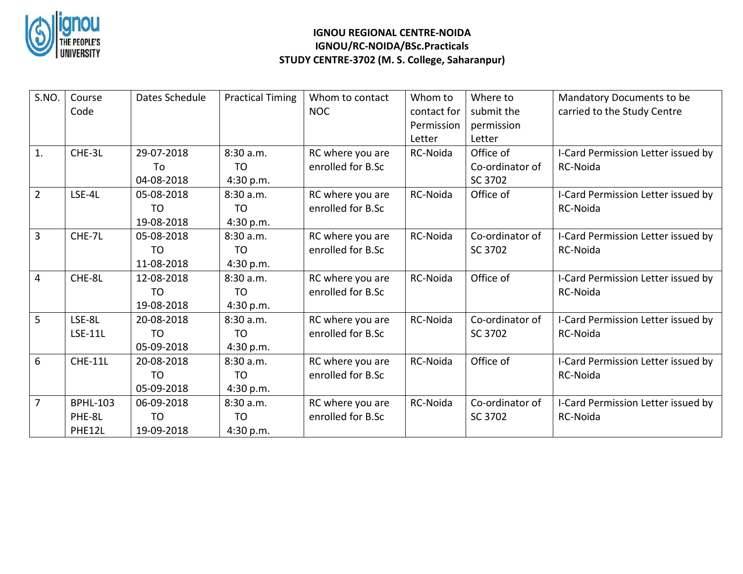**IGNOU REGIONAL CENTRE-NOIDA**
**IGNOU/RC-NOIDA/BSc.Practicals**
**STUDY CENTRE-3702 (M. S. College, Saharanpur)**

| S.NO. | Course Code | Dates Schedule | Practical Timing | Whom to contact NOC | Whom to contact for Permission Letter | Where to submit the permission Letter | Mandatory Documents to be carried to the Study Centre |
|---|---|---|---|---|---|---|---|
| 1. | CHE-3L | 29-07-2018 To 04-08-2018 | 8:30 a.m. TO 4:30 p.m. | RC where you are enrolled for B.Sc | RC-Noida | Office of Co-ordinator of SC 3702 | I-Card Permission Letter issued by RC-Noida |
| 2 | LSE-4L | 05-08-2018 TO 19-08-2018 | 8:30 a.m. TO 4:30 p.m. | RC where you are enrolled for B.Sc | RC-Noida | Office of | I-Card Permission Letter issued by RC-Noida |
| 3 | CHE-7L | 05-08-2018 TO 11-08-2018 | 8:30 a.m. TO 4:30 p.m. | RC where you are enrolled for B.Sc | RC-Noida | Co-ordinator of SC 3702 | I-Card Permission Letter issued by RC-Noida |
| 4 | CHE-8L | 12-08-2018 TO 19-08-2018 | 8:30 a.m. TO 4:30 p.m. | RC where you are enrolled for B.Sc | RC-Noida | Office of | I-Card Permission Letter issued by RC-Noida |
| 5 | LSE-8L LSE-11L | 20-08-2018 TO 05-09-2018 | 8:30 a.m. TO 4:30 p.m. | RC where you are enrolled for B.Sc | RC-Noida | Co-ordinator of SC 3702 | I-Card Permission Letter issued by RC-Noida |
| 6 | CHE-11L | 20-08-2018 TO 05-09-2018 | 8:30 a.m. TO 4:30 p.m. | RC where you are enrolled for B.Sc | RC-Noida | Office of | I-Card Permission Letter issued by RC-Noida |
| 7 | BPHL-103 PHE-8L PHE12L | 06-09-2018 TO 19-09-2018 | 8:30 a.m. TO 4:30 p.m. | RC where you are enrolled for B.Sc | RC-Noida | Co-ordinator of SC 3702 | I-Card Permission Letter issued by RC-Noida |